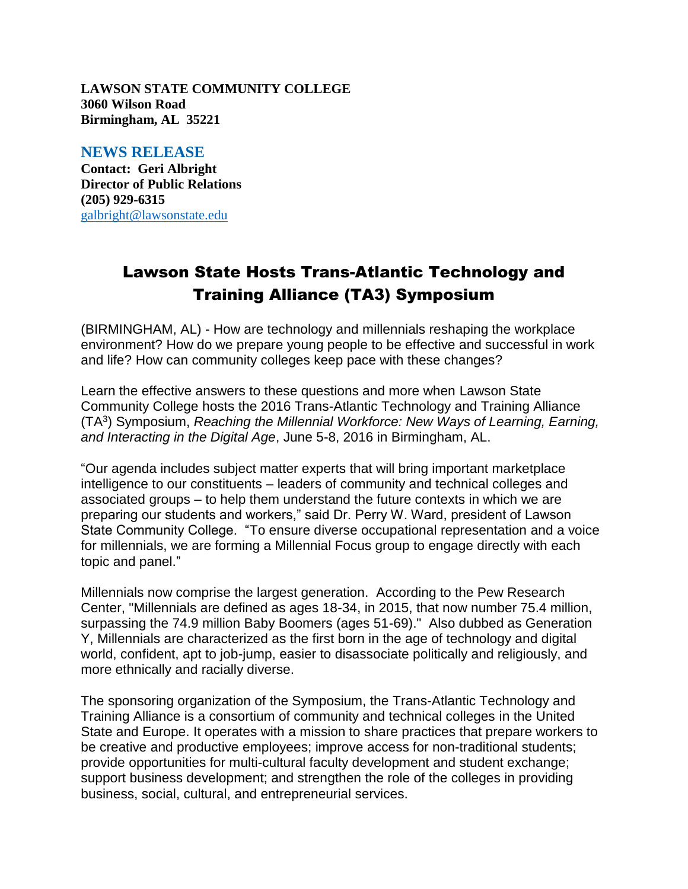**LAWSON STATE COMMUNITY COLLEGE**
**3060 Wilson Road**
**Birmingham, AL 35221**

**NEWS RELEASE**

**Contact: Geri Albright**
**Director of Public Relations**
**(205) 929-6315**
galbright@lawsonstate.edu

# Lawson State Hosts Trans-Atlantic Technology and Training Alliance (TA3) Symposium

(BIRMINGHAM, AL) - How are technology and millennials reshaping the workplace environment? How do we prepare young people to be effective and successful in work and life? How can community colleges keep pace with these changes?

Learn the effective answers to these questions and more when Lawson State Community College hosts the 2016 Trans-Atlantic Technology and Training Alliance (TA$^3$) Symposium, *Reaching the Millennial Workforce: New Ways of Learning, Earning, and Interacting in the Digital Age*, June 5-8, 2016 in Birmingham, AL.

"Our agenda includes subject matter experts that will bring important marketplace intelligence to our constituents – leaders of community and technical colleges and associated groups – to help them understand the future contexts in which we are preparing our students and workers," said Dr. Perry W. Ward, president of Lawson State Community College. "To ensure diverse occupational representation and a voice for millennials, we are forming a Millennial Focus group to engage directly with each topic and panel."

Millennials now comprise the largest generation. According to the Pew Research Center, "Millennials are defined as ages 18-34, in 2015, that now number 75.4 million, surpassing the 74.9 million Baby Boomers (ages 51-69)." Also dubbed as Generation Y, Millennials are characterized as the first born in the age of technology and digital world, confident, apt to job-jump, easier to disassociate politically and religiously, and more ethnically and racially diverse.

The sponsoring organization of the Symposium, the Trans-Atlantic Technology and Training Alliance is a consortium of community and technical colleges in the United State and Europe. It operates with a mission to share practices that prepare workers to be creative and productive employees; improve access for non-traditional students; provide opportunities for multi-cultural faculty development and student exchange; support business development; and strengthen the role of the colleges in providing business, social, cultural, and entrepreneurial services.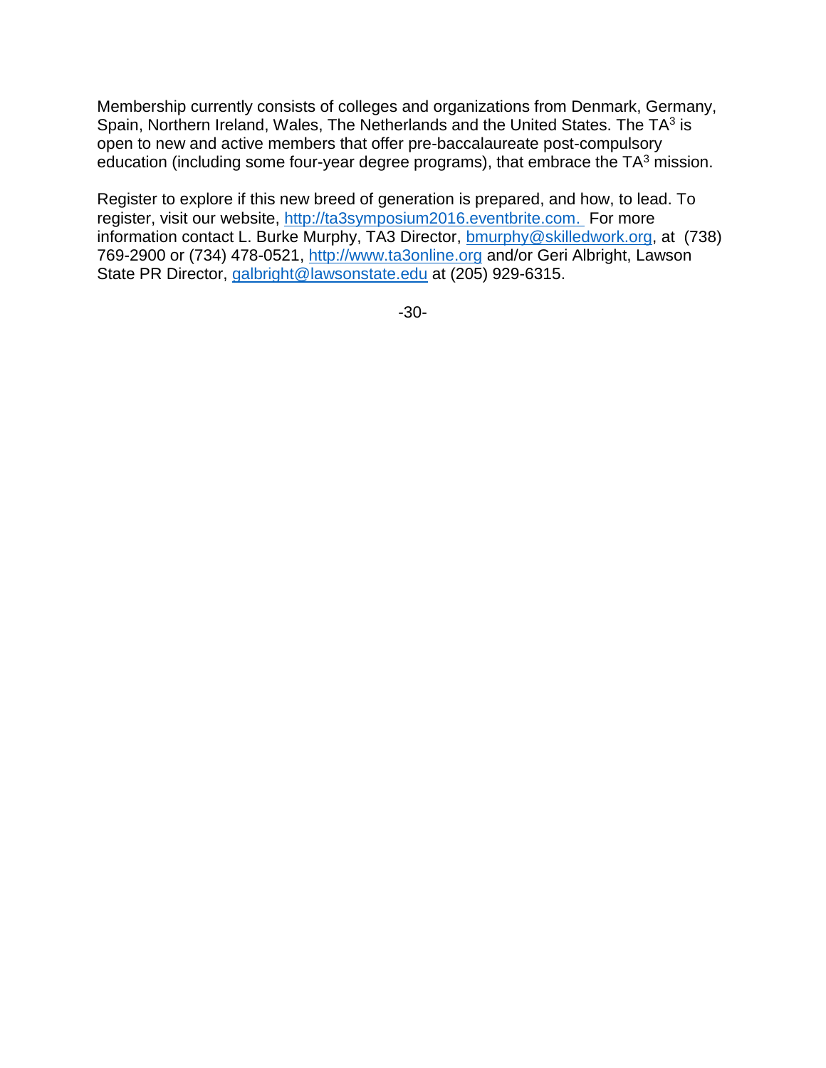Membership currently consists of colleges and organizations from Denmark, Germany, Spain, Northern Ireland, Wales, The Netherlands and the United States. The $TA^3$ is open to new and active members that offer pre-baccalaureate post-compulsory education (including some four-year degree programs), that embrace the $TA^3$ mission.

Register to explore if this new breed of generation is prepared, and how, to lead. To register, visit our website, http://ta3symposium2016.eventbrite.com. For more information contact L. Burke Murphy, TA3 Director, bmurphy@skilledwork.org, at (738) 769-2900 or (734) 478-0521, http://www.ta3online.org and/or Geri Albright, Lawson State PR Director, galbright@lawsonstate.edu at (205) 929-6315.

-30-